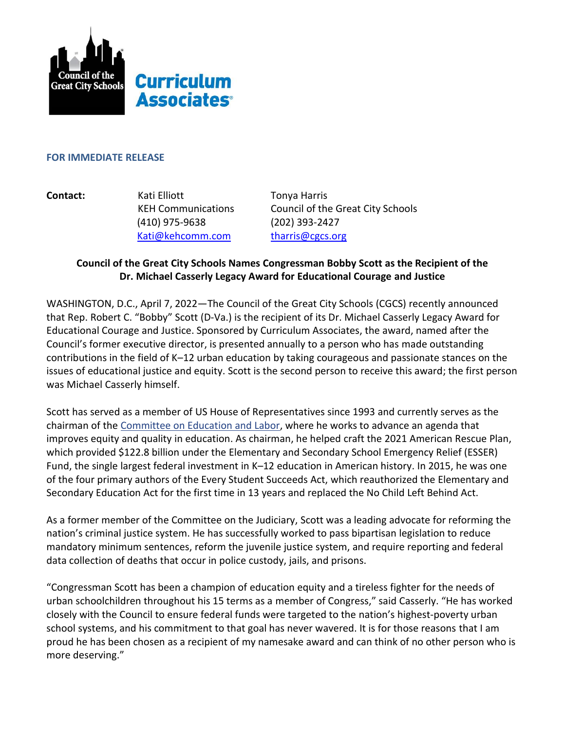Council of the Great City Schools

Curriculum Associates

**FOR IMMEDIATE RELEASE**

| **Contact:** | Kati Elliott | Tonya Harris |
|---|---|---|
| | KEH Communications | Council of the Great City Schools |
| | (410) 975-9638 | (202) 393-2427 |
| | Kati@kehcomm.com | tharris@cgcs.org |

## Council of the Great City Schools Names Congressman Bobby Scott as the Recipient of the Dr. Michael Casserly Legacy Award for Educational Courage and Justice

WASHINGTON, D.C., April 7, 2022—The Council of the Great City Schools (CGCS) recently announced that Rep. Robert C. "Bobby" Scott (D-Va.) is the recipient of its Dr. Michael Casserly Legacy Award for Educational Courage and Justice. Sponsored by Curriculum Associates, the award, named after the Council's former executive director, is presented annually to a person who has made outstanding contributions in the field of K–12 urban education by taking courageous and passionate stances on the issues of educational justice and equity. Scott is the second person to receive this award; the first person was Michael Casserly himself.

Scott has served as a member of US House of Representatives since 1993 and currently serves as the chairman of the Committee on Education and Labor, where he works to advance an agenda that improves equity and quality in education. As chairman, he helped craft the 2021 American Rescue Plan, which provided $122.8 billion under the Elementary and Secondary School Emergency Relief (ESSER) Fund, the single largest federal investment in K–12 education in American history. In 2015, he was one of the four primary authors of the Every Student Succeeds Act, which reauthorized the Elementary and Secondary Education Act for the first time in 13 years and replaced the No Child Left Behind Act.

As a former member of the Committee on the Judiciary, Scott was a leading advocate for reforming the nation's criminal justice system. He has successfully worked to pass bipartisan legislation to reduce mandatory minimum sentences, reform the juvenile justice system, and require reporting and federal data collection of deaths that occur in police custody, jails, and prisons.

"Congressman Scott has been a champion of education equity and a tireless fighter for the needs of urban schoolchildren throughout his 15 terms as a member of Congress," said Casserly. "He has worked closely with the Council to ensure federal funds were targeted to the nation's highest-poverty urban school systems, and his commitment to that goal has never wavered. It is for those reasons that I am proud he has been chosen as a recipient of my namesake award and can think of no other person who is more deserving."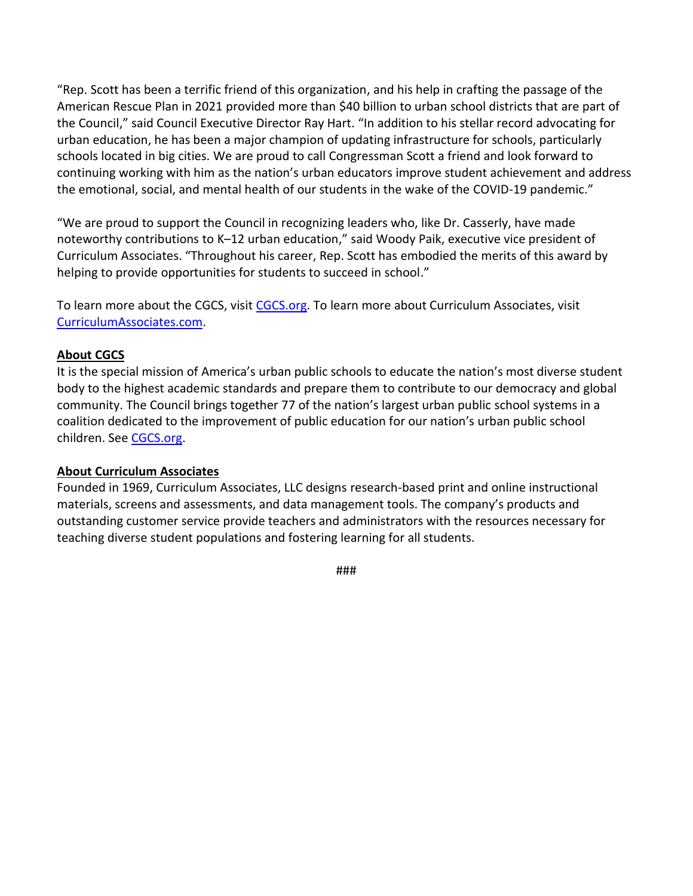"Rep. Scott has been a terrific friend of this organization, and his help in crafting the passage of the American Rescue Plan in 2021 provided more than $40 billion to urban school districts that are part of the Council," said Council Executive Director Ray Hart. "In addition to his stellar record advocating for urban education, he has been a major champion of updating infrastructure for schools, particularly schools located in big cities. We are proud to call Congressman Scott a friend and look forward to continuing working with him as the nation's urban educators improve student achievement and address the emotional, social, and mental health of our students in the wake of the COVID-19 pandemic."

"We are proud to support the Council in recognizing leaders who, like Dr. Casserly, have made noteworthy contributions to K–12 urban education," said Woody Paik, executive vice president of Curriculum Associates. "Throughout his career, Rep. Scott has embodied the merits of this award by helping to provide opportunities for students to succeed in school."

To learn more about the CGCS, visit [CGCS.org](CGCS.org). To learn more about Curriculum Associates, visit [CurriculumAssociates.com](CurriculumAssociates.com).

**About CGCS**

It is the special mission of America's urban public schools to educate the nation's most diverse student body to the highest academic standards and prepare them to contribute to our democracy and global community. The Council brings together 77 of the nation's largest urban public school systems in a coalition dedicated to the improvement of public education for our nation's urban public school children. See [CGCS.org](CGCS.org).

**About Curriculum Associates**

Founded in 1969, Curriculum Associates, LLC designs research-based print and online instructional materials, screens and assessments, and data management tools. The company's products and outstanding customer service provide teachers and administrators with the resources necessary for teaching diverse student populations and fostering learning for all students.

###